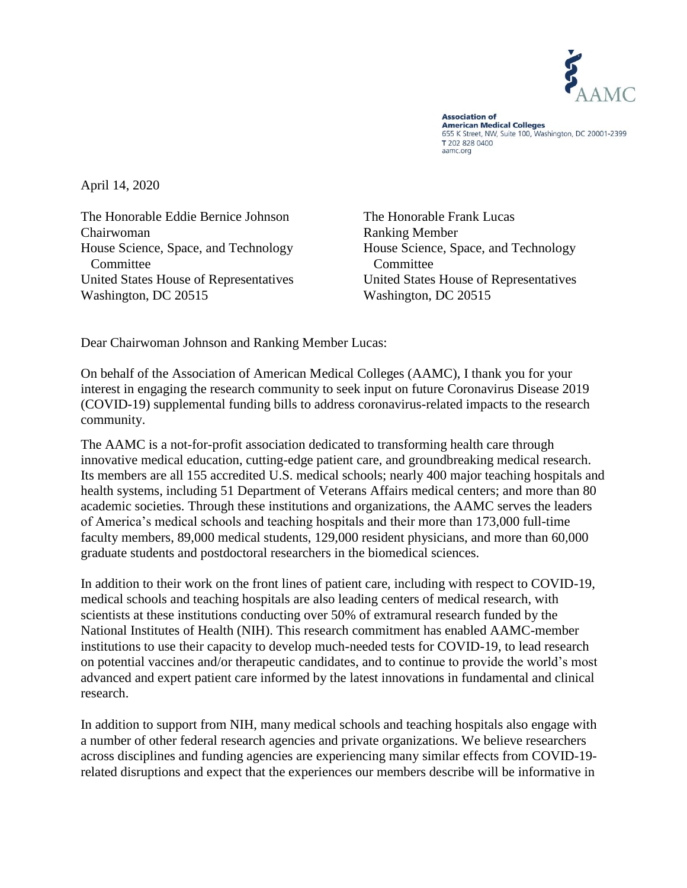AAMC

**Association of American Medical Colleges**
655 K Street, NW, Suite 100, Washington, DC 20001-2399
T 202 828 0400
aamc.org

April 14, 2020

The Honorable Eddie Bernice Johnson
Chairwoman
House Science, Space, and Technology Committee
United States House of Representatives
Washington, DC 20515

The Honorable Frank Lucas
Ranking Member
House Science, Space, and Technology Committee
United States House of Representatives
Washington, DC 20515

Dear Chairwoman Johnson and Ranking Member Lucas:

On behalf of the Association of American Medical Colleges (AAMC), I thank you for your interest in engaging the research community to seek input on future Coronavirus Disease 2019 (COVID-19) supplemental funding bills to address coronavirus-related impacts to the research community.

The AAMC is a not-for-profit association dedicated to transforming health care through innovative medical education, cutting-edge patient care, and groundbreaking medical research. Its members are all 155 accredited U.S. medical schools; nearly 400 major teaching hospitals and health systems, including 51 Department of Veterans Affairs medical centers; and more than 80 academic societies. Through these institutions and organizations, the AAMC serves the leaders of America's medical schools and teaching hospitals and their more than 173,000 full-time faculty members, 89,000 medical students, 129,000 resident physicians, and more than 60,000 graduate students and postdoctoral researchers in the biomedical sciences.

In addition to their work on the front lines of patient care, including with respect to COVID-19, medical schools and teaching hospitals are also leading centers of medical research, with scientists at these institutions conducting over 50% of extramural research funded by the National Institutes of Health (NIH). This research commitment has enabled AAMC-member institutions to use their capacity to develop much-needed tests for COVID-19, to lead research on potential vaccines and/or therapeutic candidates, and to continue to provide the world's most advanced and expert patient care informed by the latest innovations in fundamental and clinical research.

In addition to support from NIH, many medical schools and teaching hospitals also engage with a number of other federal research agencies and private organizations. We believe researchers across disciplines and funding agencies are experiencing many similar effects from COVID-19-related disruptions and expect that the experiences our members describe will be informative in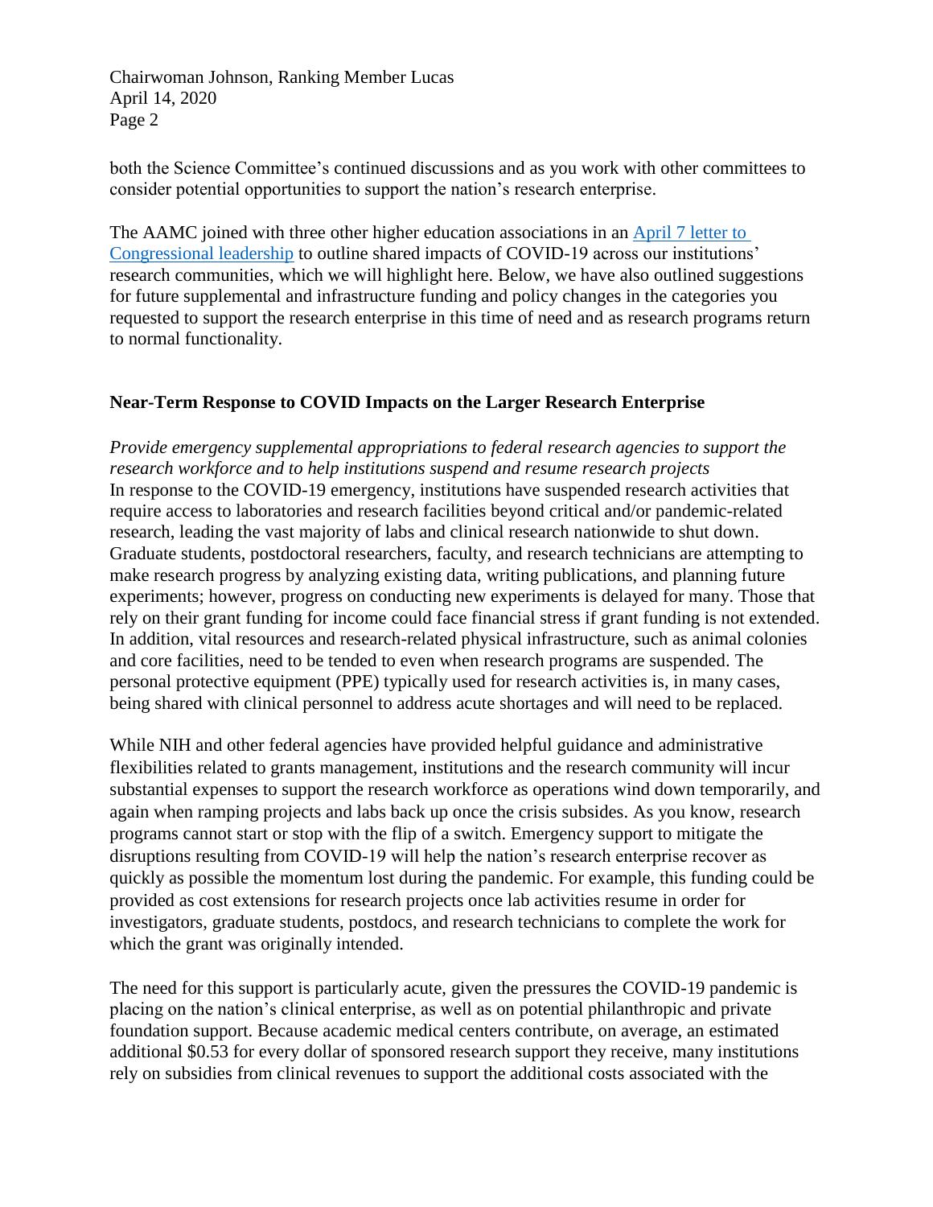both the Science Committee's continued discussions and as you work with other committees to consider potential opportunities to support the nation's research enterprise.

The AAMC joined with three other higher education associations in an [April 7 letter to Congressional leadership]() to outline shared impacts of COVID-19 across our institutions' research communities, which we will highlight here. Below, we have also outlined suggestions for future supplemental and infrastructure funding and policy changes in the categories you requested to support the research enterprise in this time of need and as research programs return to normal functionality.

**Near-Term Response to COVID Impacts on the Larger Research Enterprise**

*Provide emergency supplemental appropriations to federal research agencies to support the research workforce and to help institutions suspend and resume research projects*
In response to the COVID-19 emergency, institutions have suspended research activities that require access to laboratories and research facilities beyond critical and/or pandemic-related research, leading the vast majority of labs and clinical research nationwide to shut down. Graduate students, postdoctoral researchers, faculty, and research technicians are attempting to make research progress by analyzing existing data, writing publications, and planning future experiments; however, progress on conducting new experiments is delayed for many. Those that rely on their grant funding for income could face financial stress if grant funding is not extended. In addition, vital resources and research-related physical infrastructure, such as animal colonies and core facilities, need to be tended to even when research programs are suspended. The personal protective equipment (PPE) typically used for research activities is, in many cases, being shared with clinical personnel to address acute shortages and will need to be replaced.

While NIH and other federal agencies have provided helpful guidance and administrative flexibilities related to grants management, institutions and the research community will incur substantial expenses to support the research workforce as operations wind down temporarily, and again when ramping projects and labs back up once the crisis subsides. As you know, research programs cannot start or stop with the flip of a switch. Emergency support to mitigate the disruptions resulting from COVID-19 will help the nation's research enterprise recover as quickly as possible the momentum lost during the pandemic. For example, this funding could be provided as cost extensions for research projects once lab activities resume in order for investigators, graduate students, postdocs, and research technicians to complete the work for which the grant was originally intended.

The need for this support is particularly acute, given the pressures the COVID-19 pandemic is placing on the nation's clinical enterprise, as well as on potential philanthropic and private foundation support. Because academic medical centers contribute, on average, an estimated additional $0.53 for every dollar of sponsored research support they receive, many institutions rely on subsidies from clinical revenues to support the additional costs associated with the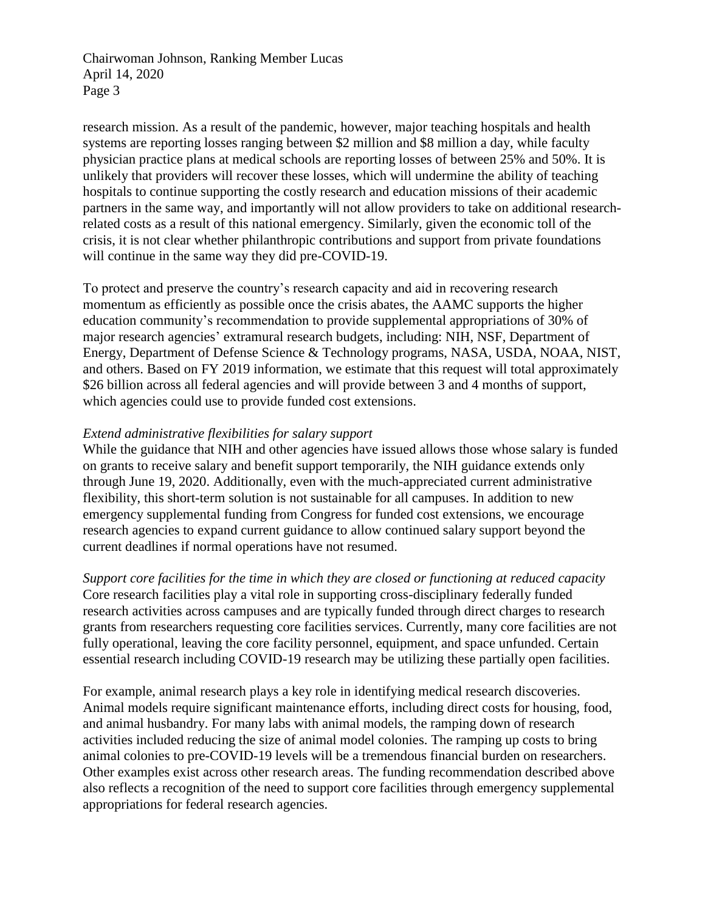research mission. As a result of the pandemic, however, major teaching hospitals and health systems are reporting losses ranging between $2 million and $8 million a day, while faculty physician practice plans at medical schools are reporting losses of between 25% and 50%. It is unlikely that providers will recover these losses, which will undermine the ability of teaching hospitals to continue supporting the costly research and education missions of their academic partners in the same way, and importantly will not allow providers to take on additional research-related costs as a result of this national emergency. Similarly, given the economic toll of the crisis, it is not clear whether philanthropic contributions and support from private foundations will continue in the same way they did pre-COVID-19.

To protect and preserve the country's research capacity and aid in recovering research momentum as efficiently as possible once the crisis abates, the AAMC supports the higher education community's recommendation to provide supplemental appropriations of 30% of major research agencies' extramural research budgets, including: NIH, NSF, Department of Energy, Department of Defense Science & Technology programs, NASA, USDA, NOAA, NIST, and others. Based on FY 2019 information, we estimate that this request will total approximately $26 billion across all federal agencies and will provide between 3 and 4 months of support, which agencies could use to provide funded cost extensions.

*Extend administrative flexibilities for salary support*

While the guidance that NIH and other agencies have issued allows those whose salary is funded on grants to receive salary and benefit support temporarily, the NIH guidance extends only through June 19, 2020. Additionally, even with the much-appreciated current administrative flexibility, this short-term solution is not sustainable for all campuses. In addition to new emergency supplemental funding from Congress for funded cost extensions, we encourage research agencies to expand current guidance to allow continued salary support beyond the current deadlines if normal operations have not resumed.

*Support core facilities for the time in which they are closed or functioning at reduced capacity*

Core research facilities play a vital role in supporting cross-disciplinary federally funded research activities across campuses and are typically funded through direct charges to research grants from researchers requesting core facilities services. Currently, many core facilities are not fully operational, leaving the core facility personnel, equipment, and space unfunded. Certain essential research including COVID-19 research may be utilizing these partially open facilities.

For example, animal research plays a key role in identifying medical research discoveries. Animal models require significant maintenance efforts, including direct costs for housing, food, and animal husbandry. For many labs with animal models, the ramping down of research activities included reducing the size of animal model colonies. The ramping up costs to bring animal colonies to pre-COVID-19 levels will be a tremendous financial burden on researchers. Other examples exist across other research areas. The funding recommendation described above also reflects a recognition of the need to support core facilities through emergency supplemental appropriations for federal research agencies.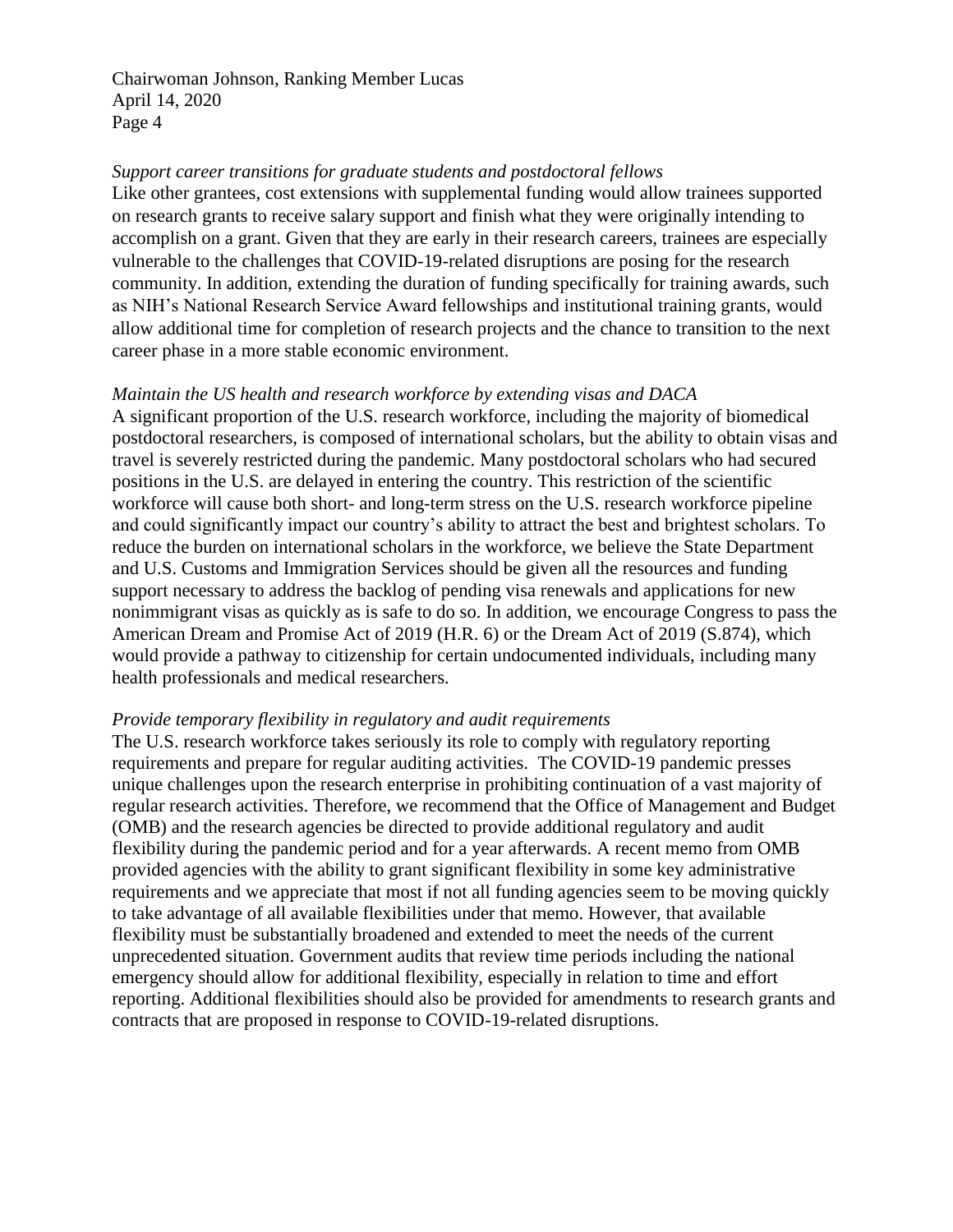*Support career transitions for graduate students and postdoctoral fellows*

Like other grantees, cost extensions with supplemental funding would allow trainees supported on research grants to receive salary support and finish what they were originally intending to accomplish on a grant. Given that they are early in their research careers, trainees are especially vulnerable to the challenges that COVID-19-related disruptions are posing for the research community. In addition, extending the duration of funding specifically for training awards, such as NIH's National Research Service Award fellowships and institutional training grants, would allow additional time for completion of research projects and the chance to transition to the next career phase in a more stable economic environment.

*Maintain the US health and research workforce by extending visas and DACA*

A significant proportion of the U.S. research workforce, including the majority of biomedical postdoctoral researchers, is composed of international scholars, but the ability to obtain visas and travel is severely restricted during the pandemic. Many postdoctoral scholars who had secured positions in the U.S. are delayed in entering the country. This restriction of the scientific workforce will cause both short- and long-term stress on the U.S. research workforce pipeline and could significantly impact our country's ability to attract the best and brightest scholars. To reduce the burden on international scholars in the workforce, we believe the State Department and U.S. Customs and Immigration Services should be given all the resources and funding support necessary to address the backlog of pending visa renewals and applications for new nonimmigrant visas as quickly as is safe to do so. In addition, we encourage Congress to pass the American Dream and Promise Act of 2019 (H.R. 6) or the Dream Act of 2019 (S.874), which would provide a pathway to citizenship for certain undocumented individuals, including many health professionals and medical researchers.

*Provide temporary flexibility in regulatory and audit requirements*

The U.S. research workforce takes seriously its role to comply with regulatory reporting requirements and prepare for regular auditing activities. The COVID-19 pandemic presses unique challenges upon the research enterprise in prohibiting continuation of a vast majority of regular research activities. Therefore, we recommend that the Office of Management and Budget (OMB) and the research agencies be directed to provide additional regulatory and audit flexibility during the pandemic period and for a year afterwards. A recent memo from OMB provided agencies with the ability to grant significant flexibility in some key administrative requirements and we appreciate that most if not all funding agencies seem to be moving quickly to take advantage of all available flexibilities under that memo. However, that available flexibility must be substantially broadened and extended to meet the needs of the current unprecedented situation. Government audits that review time periods including the national emergency should allow for additional flexibility, especially in relation to time and effort reporting. Additional flexibilities should also be provided for amendments to research grants and contracts that are proposed in response to COVID-19-related disruptions.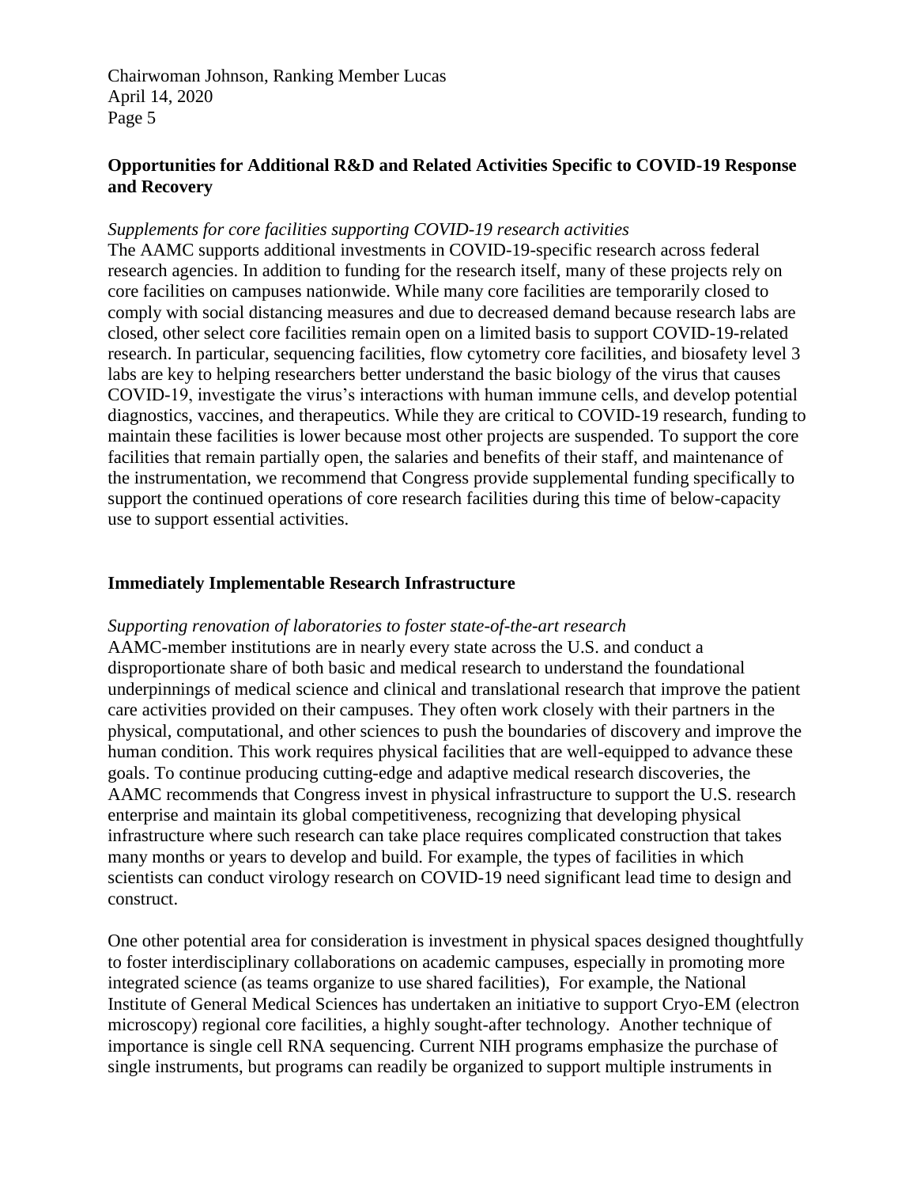### Opportunities for Additional R&D and Related Activities Specific to COVID-19 Response and Recovery

*Supplements for core facilities supporting COVID-19 research activities*

The AAMC supports additional investments in COVID-19-specific research across federal research agencies. In addition to funding for the research itself, many of these projects rely on core facilities on campuses nationwide. While many core facilities are temporarily closed to comply with social distancing measures and due to decreased demand because research labs are closed, other select core facilities remain open on a limited basis to support COVID-19-related research. In particular, sequencing facilities, flow cytometry core facilities, and biosafety level 3 labs are key to helping researchers better understand the basic biology of the virus that causes COVID-19, investigate the virus's interactions with human immune cells, and develop potential diagnostics, vaccines, and therapeutics. While they are critical to COVID-19 research, funding to maintain these facilities is lower because most other projects are suspended. To support the core facilities that remain partially open, the salaries and benefits of their staff, and maintenance of the instrumentation, we recommend that Congress provide supplemental funding specifically to support the continued operations of core research facilities during this time of below-capacity use to support essential activities.

### Immediately Implementable Research Infrastructure

*Supporting renovation of laboratories to foster state-of-the-art research*

AAMC-member institutions are in nearly every state across the U.S. and conduct a disproportionate share of both basic and medical research to understand the foundational underpinnings of medical science and clinical and translational research that improve the patient care activities provided on their campuses. They often work closely with their partners in the physical, computational, and other sciences to push the boundaries of discovery and improve the human condition. This work requires physical facilities that are well-equipped to advance these goals. To continue producing cutting-edge and adaptive medical research discoveries, the AAMC recommends that Congress invest in physical infrastructure to support the U.S. research enterprise and maintain its global competitiveness, recognizing that developing physical infrastructure where such research can take place requires complicated construction that takes many months or years to develop and build. For example, the types of facilities in which scientists can conduct virology research on COVID-19 need significant lead time to design and construct.

One other potential area for consideration is investment in physical spaces designed thoughtfully to foster interdisciplinary collaborations on academic campuses, especially in promoting more integrated science (as teams organize to use shared facilities), For example, the National Institute of General Medical Sciences has undertaken an initiative to support Cryo-EM (electron microscopy) regional core facilities, a highly sought-after technology. Another technique of importance is single cell RNA sequencing. Current NIH programs emphasize the purchase of single instruments, but programs can readily be organized to support multiple instruments in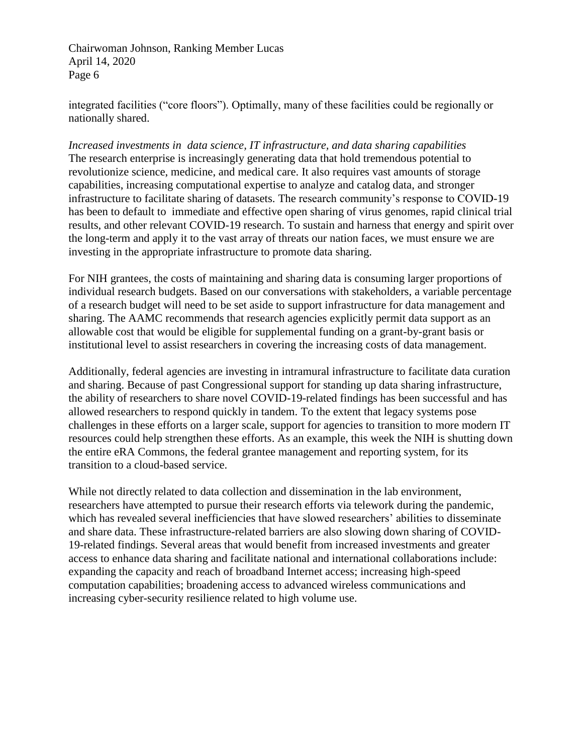integrated facilities ("core floors"). Optimally, many of these facilities could be regionally or nationally shared.

*Increased investments in data science, IT infrastructure, and data sharing capabilities*

The research enterprise is increasingly generating data that hold tremendous potential to revolutionize science, medicine, and medical care. It also requires vast amounts of storage capabilities, increasing computational expertise to analyze and catalog data, and stronger infrastructure to facilitate sharing of datasets. The research community's response to COVID-19 has been to default to immediate and effective open sharing of virus genomes, rapid clinical trial results, and other relevant COVID-19 research. To sustain and harness that energy and spirit over the long-term and apply it to the vast array of threats our nation faces, we must ensure we are investing in the appropriate infrastructure to promote data sharing.

For NIH grantees, the costs of maintaining and sharing data is consuming larger proportions of individual research budgets. Based on our conversations with stakeholders, a variable percentage of a research budget will need to be set aside to support infrastructure for data management and sharing. The AAMC recommends that research agencies explicitly permit data support as an allowable cost that would be eligible for supplemental funding on a grant-by-grant basis or institutional level to assist researchers in covering the increasing costs of data management.

Additionally, federal agencies are investing in intramural infrastructure to facilitate data curation and sharing. Because of past Congressional support for standing up data sharing infrastructure, the ability of researchers to share novel COVID-19-related findings has been successful and has allowed researchers to respond quickly in tandem. To the extent that legacy systems pose challenges in these efforts on a larger scale, support for agencies to transition to more modern IT resources could help strengthen these efforts. As an example, this week the NIH is shutting down the entire eRA Commons, the federal grantee management and reporting system, for its transition to a cloud-based service.

While not directly related to data collection and dissemination in the lab environment, researchers have attempted to pursue their research efforts via telework during the pandemic, which has revealed several inefficiencies that have slowed researchers' abilities to disseminate and share data. These infrastructure-related barriers are also slowing down sharing of COVID-19-related findings. Several areas that would benefit from increased investments and greater access to enhance data sharing and facilitate national and international collaborations include: expanding the capacity and reach of broadband Internet access; increasing high-speed computation capabilities; broadening access to advanced wireless communications and increasing cyber-security resilience related to high volume use.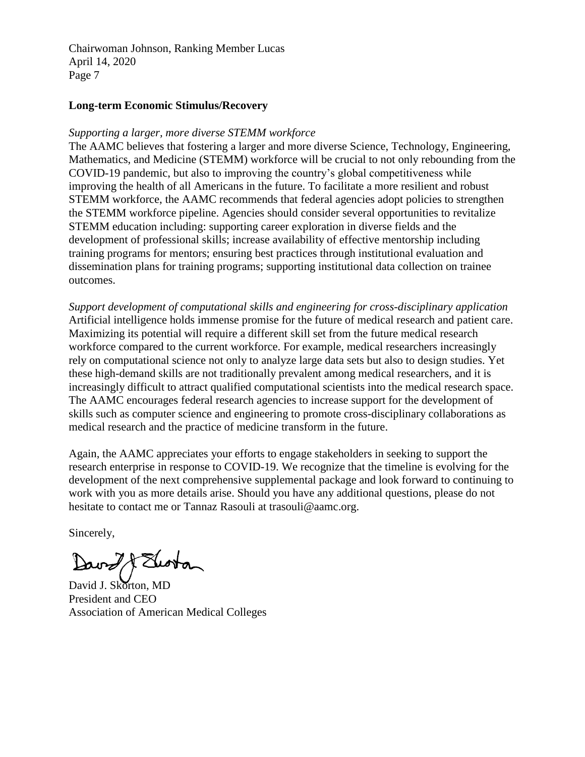## Long-term Economic Stimulus/Recovery

*Supporting a larger, more diverse STEMM workforce*

The AAMC believes that fostering a larger and more diverse Science, Technology, Engineering, Mathematics, and Medicine (STEMM) workforce will be crucial to not only rebounding from the COVID-19 pandemic, but also to improving the country's global competitiveness while improving the health of all Americans in the future. To facilitate a more resilient and robust STEMM workforce, the AAMC recommends that federal agencies adopt policies to strengthen the STEMM workforce pipeline. Agencies should consider several opportunities to revitalize STEMM education including: supporting career exploration in diverse fields and the development of professional skills; increase availability of effective mentorship including training programs for mentors; ensuring best practices through institutional evaluation and dissemination plans for training programs; supporting institutional data collection on trainee outcomes.

*Support development of computational skills and engineering for cross-disciplinary application*

Artificial intelligence holds immense promise for the future of medical research and patient care. Maximizing its potential will require a different skill set from the future medical research workforce compared to the current workforce. For example, medical researchers increasingly rely on computational science not only to analyze large data sets but also to design studies. Yet these high-demand skills are not traditionally prevalent among medical researchers, and it is increasingly difficult to attract qualified computational scientists into the medical research space. The AAMC encourages federal research agencies to increase support for the development of skills such as computer science and engineering to promote cross-disciplinary collaborations as medical research and the practice of medicine transform in the future.

Again, the AAMC appreciates your efforts to engage stakeholders in seeking to support the research enterprise in response to COVID-19. We recognize that the timeline is evolving for the development of the next comprehensive supplemental package and look forward to continuing to work with you as more details arise. Should you have any additional questions, please do not hesitate to contact me or Tannaz Rasouli at trasouli@aamc.org.

Sincerely,

David J. Skorton, MD
President and CEO
Association of American Medical Colleges